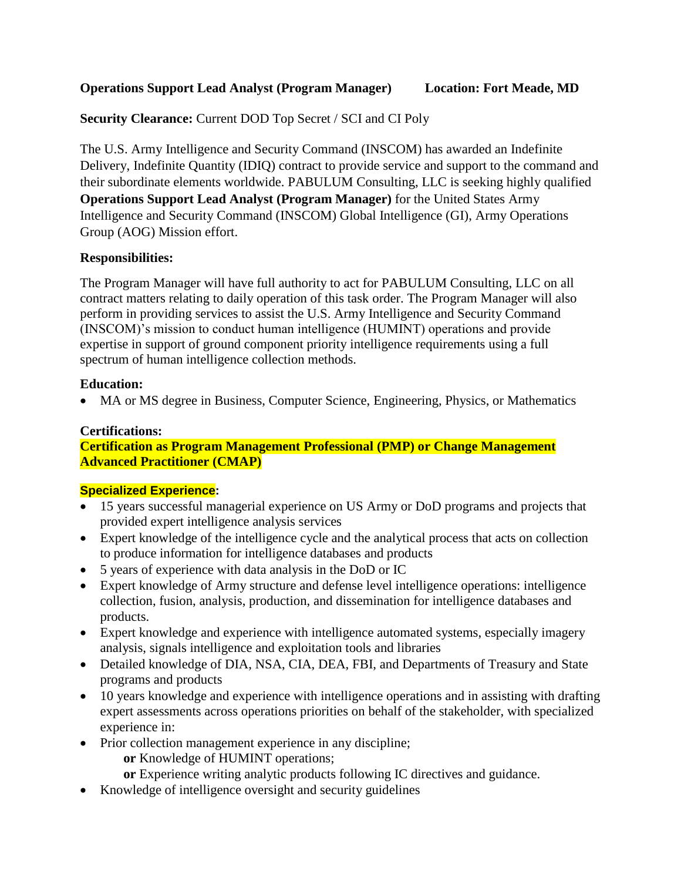**Operations Support Lead Analyst (Program Manager)     Location: Fort Meade, MD**

**Security Clearance:** Current DOD Top Secret / SCI and CI Poly

The U.S. Army Intelligence and Security Command (INSCOM) has awarded an Indefinite Delivery, Indefinite Quantity (IDIQ) contract to provide service and support to the command and their subordinate elements worldwide. PABULUM Consulting, LLC is seeking highly qualified **Operations Support Lead Analyst (Program Manager)** for the United States Army Intelligence and Security Command (INSCOM) Global Intelligence (GI), Army Operations Group (AOG) Mission effort.

**Responsibilities:**

The Program Manager will have full authority to act for PABULUM Consulting, LLC on all contract matters relating to daily operation of this task order. The Program Manager will also perform in providing services to assist the U.S. Army Intelligence and Security Command (INSCOM)'s mission to conduct human intelligence (HUMINT) operations and provide expertise in support of ground component priority intelligence requirements using a full spectrum of human intelligence collection methods.

**Education:**

- MA or MS degree in Business, Computer Science, Engineering, Physics, or Mathematics

**Certifications:**

**Certification as Program Management Professional (PMP) or Change Management Advanced Practitioner (CMAP)**

**Specialized Experience:**

- 15 years successful managerial experience on US Army or DoD programs and projects that provided expert intelligence analysis services
- Expert knowledge of the intelligence cycle and the analytical process that acts on collection to produce information for intelligence databases and products
- 5 years of experience with data analysis in the DoD or IC
- Expert knowledge of Army structure and defense level intelligence operations: intelligence collection, fusion, analysis, production, and dissemination for intelligence databases and products.
- Expert knowledge and experience with intelligence automated systems, especially imagery analysis, signals intelligence and exploitation tools and libraries
- Detailed knowledge of DIA, NSA, CIA, DEA, FBI, and Departments of Treasury and State programs and products
- 10 years knowledge and experience with intelligence operations and in assisting with drafting expert assessments across operations priorities on behalf of the stakeholder, with specialized experience in:
- Prior collection management experience in any discipline;
  - **or** Knowledge of HUMINT operations;
  - **or** Experience writing analytic products following IC directives and guidance.
- Knowledge of intelligence oversight and security guidelines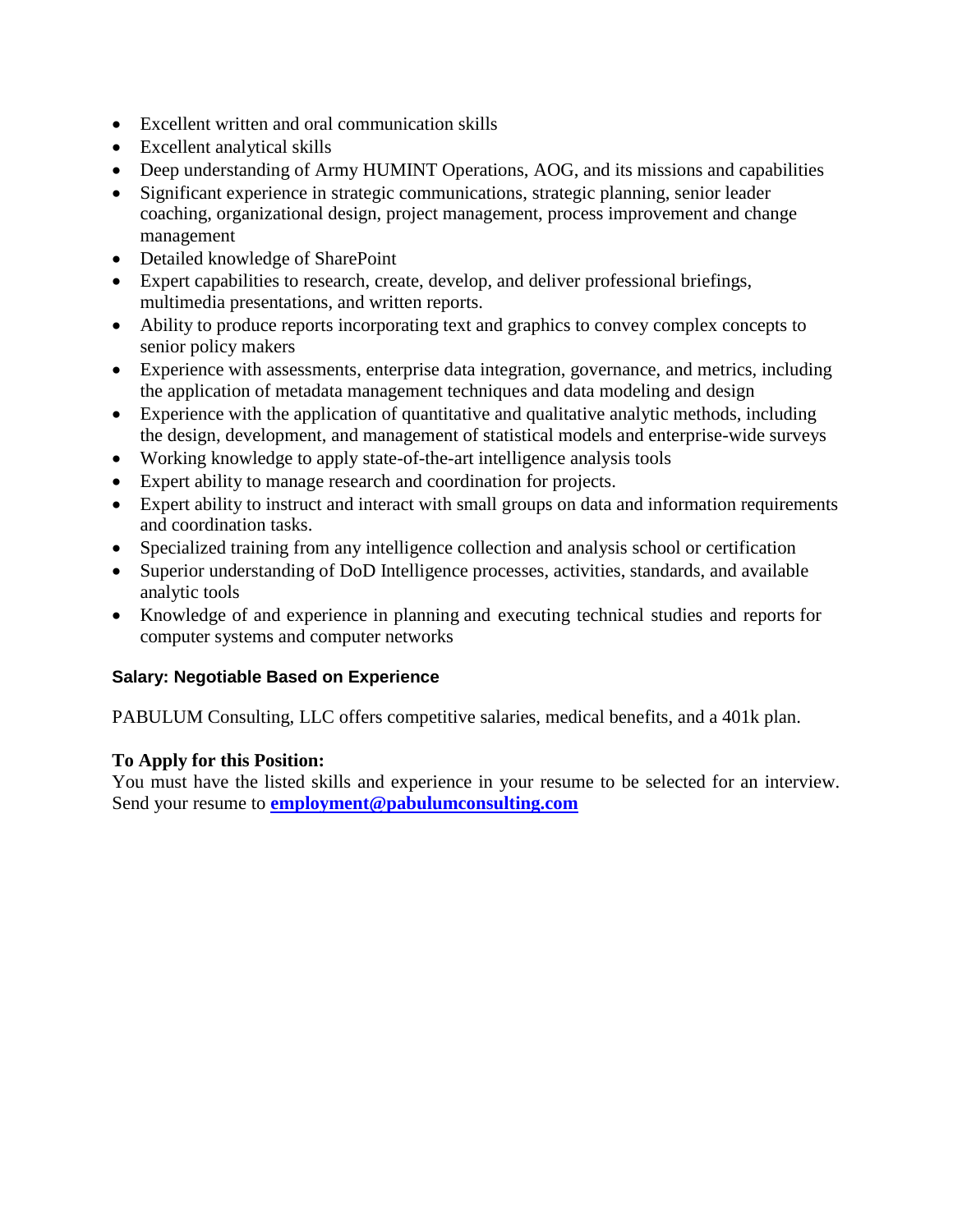- Excellent written and oral communication skills
- Excellent analytical skills
- Deep understanding of Army HUMINT Operations, AOG, and its missions and capabilities
- Significant experience in strategic communications, strategic planning, senior leader coaching, organizational design, project management, process improvement and change management
- Detailed knowledge of SharePoint
- Expert capabilities to research, create, develop, and deliver professional briefings, multimedia presentations, and written reports.
- Ability to produce reports incorporating text and graphics to convey complex concepts to senior policy makers
- Experience with assessments, enterprise data integration, governance, and metrics, including the application of metadata management techniques and data modeling and design
- Experience with the application of quantitative and qualitative analytic methods, including the design, development, and management of statistical models and enterprise-wide surveys
- Working knowledge to apply state-of-the-art intelligence analysis tools
- Expert ability to manage research and coordination for projects.
- Expert ability to instruct and interact with small groups on data and information requirements and coordination tasks.
- Specialized training from any intelligence collection and analysis school or certification
- Superior understanding of DoD Intelligence processes, activities, standards, and available analytic tools
- Knowledge of and experience in planning and executing technical studies and reports for computer systems and computer networks

**Salary: Negotiable Based on Experience**

PABULUM Consulting, LLC offers competitive salaries, medical benefits, and a 401k plan.

**To Apply for this Position:**
You must have the listed skills and experience in your resume to be selected for an interview. Send your resume to **employment@pabulumconsulting.com**